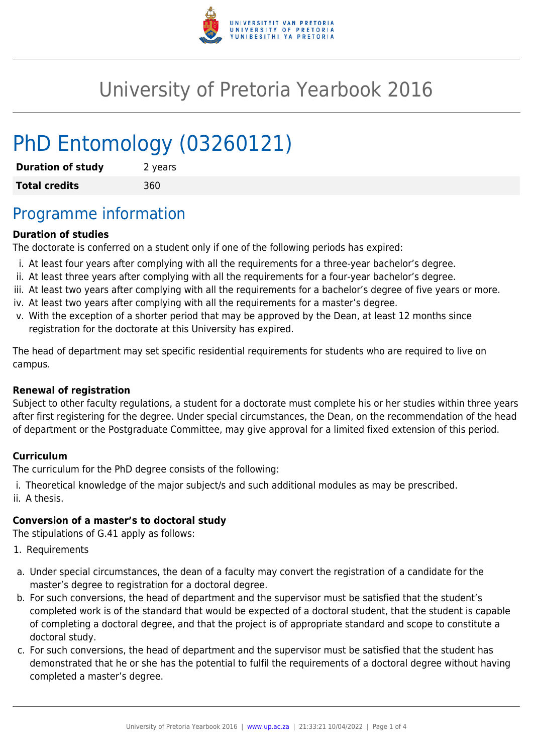# University of Pretoria Yearbook 2016

# PhD Entomology (03260121)

| | |
|---|---|
| **Duration of study** | 2 years |
| **Total credits** | 360 |

## Programme information

**Duration of studies**

The doctorate is conferred on a student only if one of the following periods has expired:

i. At least four years after complying with all the requirements for a three-year bachelor's degree.
ii. At least three years after complying with all the requirements for a four-year bachelor's degree.
iii. At least two years after complying with all the requirements for a bachelor's degree of five years or more.
iv. At least two years after complying with all the requirements for a master's degree.
v. With the exception of a shorter period that may be approved by the Dean, at least 12 months since registration for the doctorate at this University has expired.

The head of department may set specific residential requirements for students who are required to live on campus.

**Renewal of registration**

Subject to other faculty regulations, a student for a doctorate must complete his or her studies within three years after first registering for the degree. Under special circumstances, the Dean, on the recommendation of the head of department or the Postgraduate Committee, may give approval for a limited fixed extension of this period.

**Curriculum**

The curriculum for the PhD degree consists of the following:

i. Theoretical knowledge of the major subject/s and such additional modules as may be prescribed.
ii. A thesis.

**Conversion of a master's to doctoral study**

The stipulations of G.41 apply as follows:

1. Requirements

a. Under special circumstances, the dean of a faculty may convert the registration of a candidate for the master's degree to registration for a doctoral degree.
b. For such conversions, the head of department and the supervisor must be satisfied that the student's completed work is of the standard that would be expected of a doctoral student, that the student is capable of completing a doctoral degree, and that the project is of appropriate standard and scope to constitute a doctoral study.
c. For such conversions, the head of department and the supervisor must be satisfied that the student has demonstrated that he or she has the potential to fulfil the requirements of a doctoral degree without having completed a master's degree.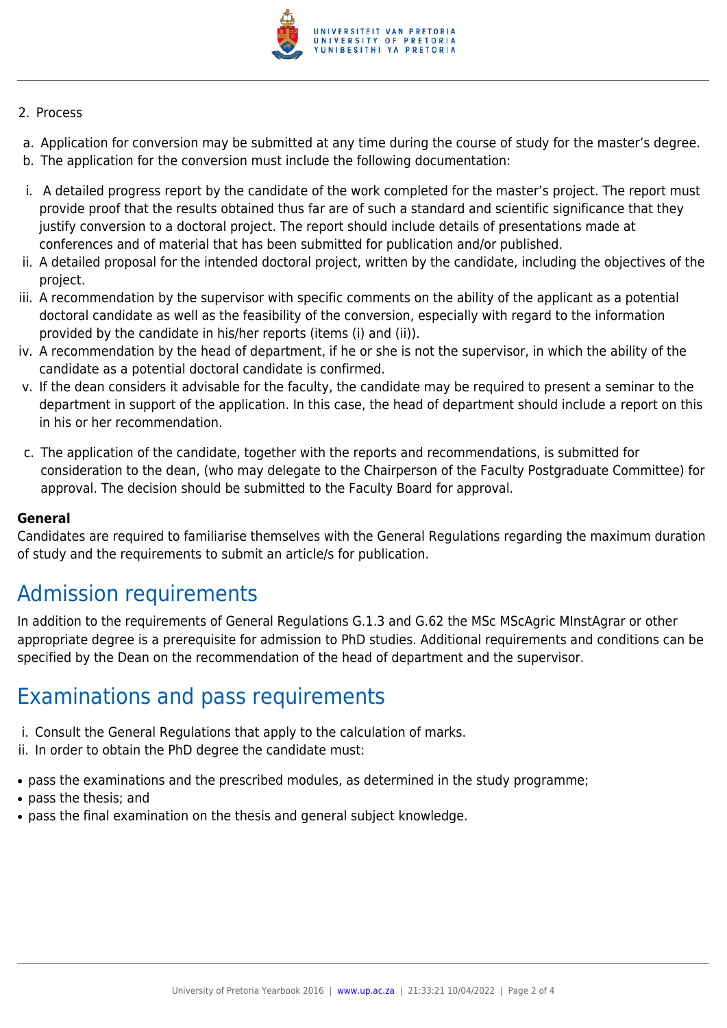2. Process

a. Application for conversion may be submitted at any time during the course of study for the master's degree.
b. The application for the conversion must include the following documentation:

i. A detailed progress report by the candidate of the work completed for the master's project. The report must provide proof that the results obtained thus far are of such a standard and scientific significance that they justify conversion to a doctoral project. The report should include details of presentations made at conferences and of material that has been submitted for publication and/or published.
ii. A detailed proposal for the intended doctoral project, written by the candidate, including the objectives of the project.
iii. A recommendation by the supervisor with specific comments on the ability of the applicant as a potential doctoral candidate as well as the feasibility of the conversion, especially with regard to the information provided by the candidate in his/her reports (items (i) and (ii)).
iv. A recommendation by the head of department, if he or she is not the supervisor, in which the ability of the candidate as a potential doctoral candidate is confirmed.
v. If the dean considers it advisable for the faculty, the candidate may be required to present a seminar to the department in support of the application. In this case, the head of department should include a report on this in his or her recommendation.

c. The application of the candidate, together with the reports and recommendations, is submitted for consideration to the dean, (who may delegate to the Chairperson of the Faculty Postgraduate Committee) for approval. The decision should be submitted to the Faculty Board for approval.

**General**
Candidates are required to familiarise themselves with the General Regulations regarding the maximum duration of study and the requirements to submit an article/s for publication.

# Admission requirements

In addition to the requirements of General Regulations G.1.3 and G.62 the MSc MScAgric MInstAgrar or other appropriate degree is a prerequisite for admission to PhD studies. Additional requirements and conditions can be specified by the Dean on the recommendation of the head of department and the supervisor.

# Examinations and pass requirements

i. Consult the General Regulations that apply to the calculation of marks.
ii. In order to obtain the PhD degree the candidate must:

- pass the examinations and the prescribed modules, as determined in the study programme;
- pass the thesis; and
- pass the final examination on the thesis and general subject knowledge.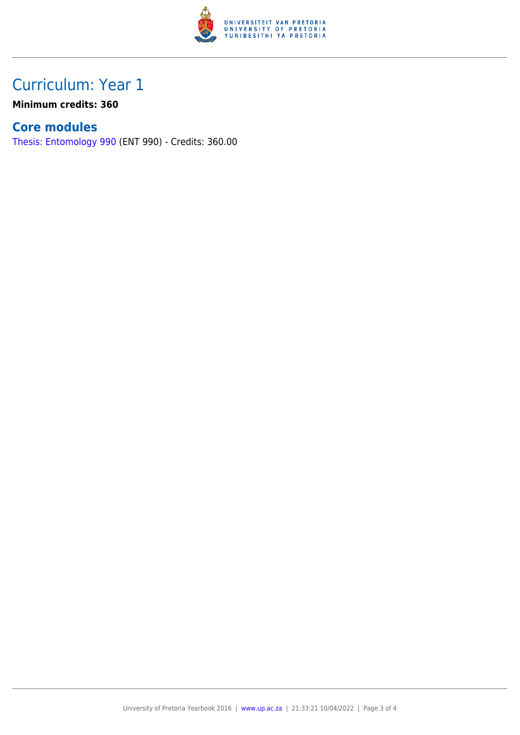# Curriculum: Year 1

**Minimum credits: 360**

## Core modules

Thesis: Entomology 990 (ENT 990) - Credits: 360.00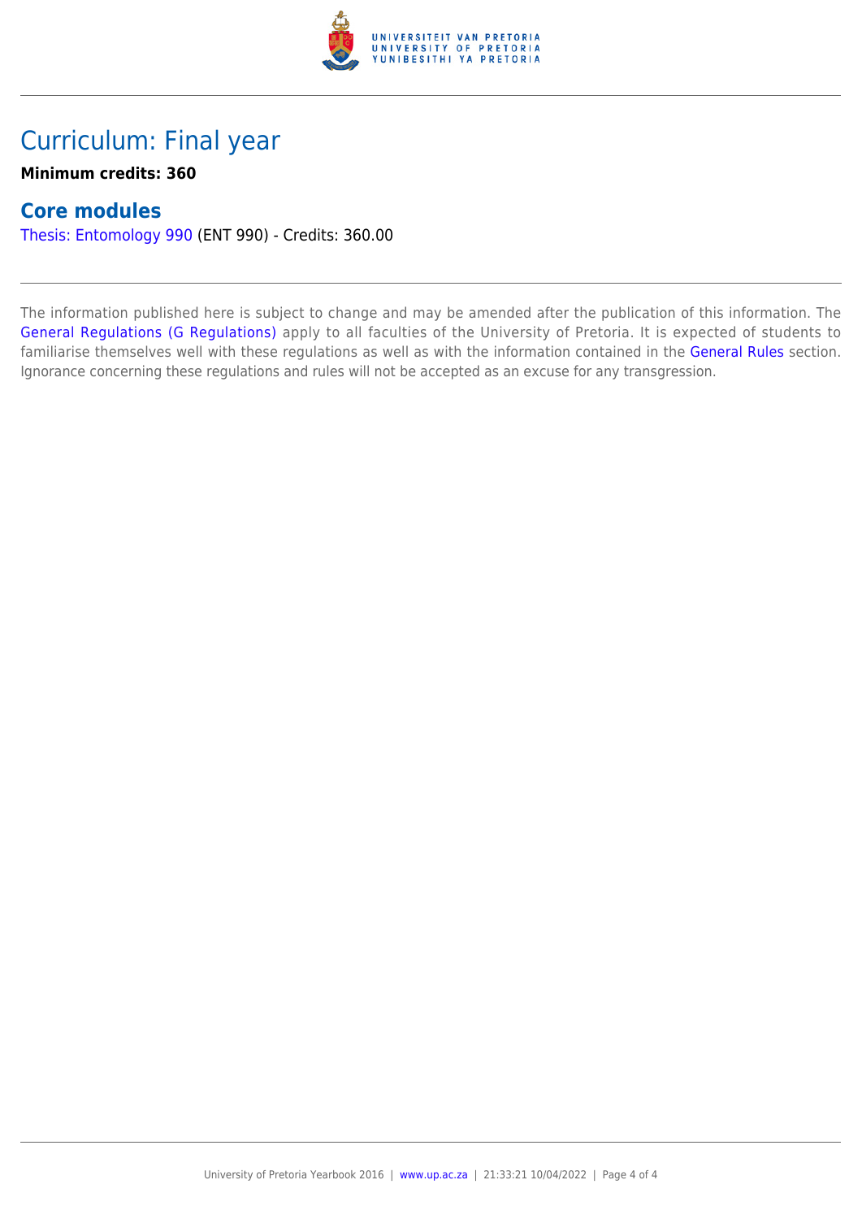# Curriculum: Final year

**Minimum credits: 360**

## Core modules

Thesis: Entomology 990 (ENT 990) - Credits: 360.00

The information published here is subject to change and may be amended after the publication of this information. The General Regulations (G Regulations) apply to all faculties of the University of Pretoria. It is expected of students to familiarise themselves well with these regulations as well as with the information contained in the General Rules section. Ignorance concerning these regulations and rules will not be accepted as an excuse for any transgression.